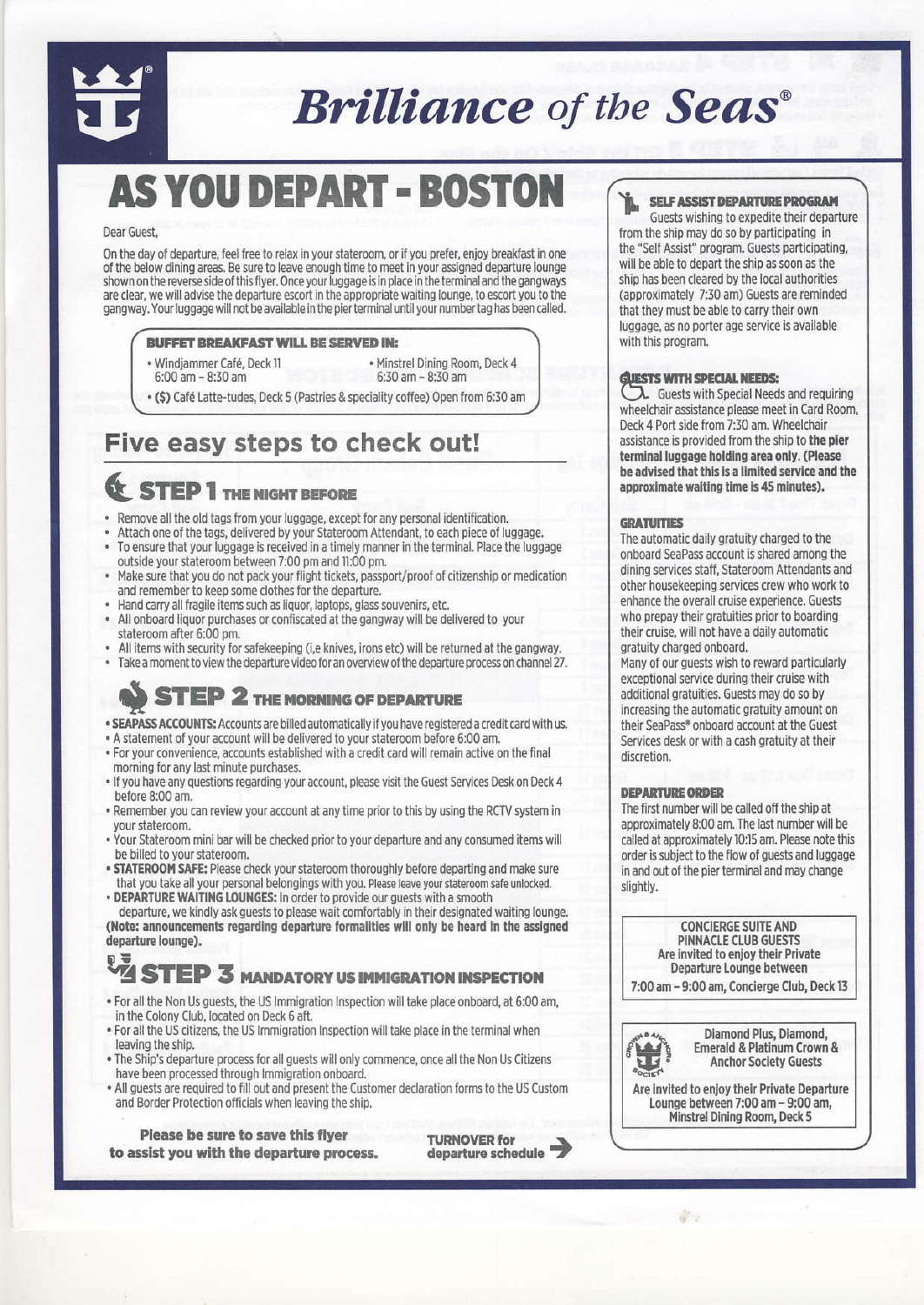# Brilliance *of the* Seas®

# AS YOU DEPART - BOSTON

Dear Guest,

On the day of departure, feel free to relax in your stateroom, or if you prefer, enjoy breakfast in one of the below dining areas. Be sure to leave enough time to meet in your assigned departure lounge shown on the reverse side of this flyer. Once your luggage is in place in the terminal and the gangways are clear, we will advise the departure escort in the appropriate waiting lounge, to escort you to the gangway. Your luggage will not be available in the pier terminal until your number tag has been called.

**BUFFET BREAKFAST WILL BE SERVED IN:**

- Windjammer Café, Deck 11 6:00 am – 8:30 am
- Minstrel Dining Room, Deck 4 6:30 am – 8:30 am
- ($) Café Latte-tudes, Deck 5 (Pastries & speciality coffee) Open from 6:30 am

## Five easy steps to check out!

### STEP 1 THE NIGHT BEFORE

- Remove all the old tags from your luggage, except for any personal identification.
- Attach one of the tags, delivered by your Stateroom Attendant, to each piece of luggage.
- To ensure that your luggage is received in a timely manner in the terminal. Place the luggage outside your stateroom between 7:00 pm and 11:00 pm.
- Make sure that you do not pack your flight tickets, passport/proof of citizenship or medication and remember to keep some clothes for the departure.
- Hand carry all fragile items such as liquor, laptops, glass souvenirs, etc.
- All onboard liquor purchases or confiscated at the gangway will be delivered to your stateroom after 6:00 pm.
- All items with security for safekeeping (i,e knives, irons etc) will be returned at the gangway.
- Take a moment to view the departure video for an overview of the departure process on channel 27.

### STEP 2 THE MORNING OF DEPARTURE

- **SEAPASS ACCOUNTS:** Accounts are billed automatically if you have registered a credit card with us.
- A statement of your account will be delivered to your stateroom before 6:00 am.
- For your convenience, accounts established with a credit card will remain active on the final morning for any last minute purchases.
- If you have any questions regarding your account, please visit the Guest Services Desk on Deck 4 before 8:00 am.
- Remember you can review your account at any time prior to this by using the RCTV system in your stateroom.
- Your Stateroom mini bar will be checked prior to your departure and any consumed items will be billed to your stateroom.
- **STATEROOM SAFE:** Please check your stateroom thoroughly before departing and make sure that you take all your personal belongings with you. Please leave your stateroom safe unlocked.
- **DEPARTURE WAITING LOUNGES:** In order to provide our guests with a smooth departure, we kindly ask guests to please wait comfortably in their designated waiting lounge.

**(Note: announcements regarding departure formalities will only be heard in the assigned departure lounge).**

### STEP 3 MANDATORY US IMMIGRATION INSPECTION

- For all the Non Us guests, the US Immigration Inspection will take place onboard, at 6:00 am, in the Colony Club, located on Deck 6 aft.
- For all the US citizens, the US Immigration Inspection will take place in the terminal when leaving the ship.
- The Ship's departure process for all guests will only commence, once all the Non Us Citizens have been processed through Immigration onboard.
- All guests are required to fill out and present the Customer declaration forms to the US Custom and Border Protection officials when leaving the ship.

**Please be sure to save this flyer to assist you with the departure process.**

**TURNOVER for departure schedule →**

#### SELF ASSIST DEPARTURE PROGRAM

Guests wishing to expedite their departure from the ship may do so by participating in the "Self Assist" program. Guests participating, will be able to depart the ship as soon as the ship has been cleared by the local authorities (approximately 7:30 am) Guests are reminded that they must be able to carry their own luggage, as no porter age service is available with this program.

#### GUESTS WITH SPECIAL NEEDS:

Guests with Special Needs and requiring wheelchair assistance please meet in Card Room, Deck 4 Port side from 7:30 am. Wheelchair assistance is provided from the ship to **the pier terminal luggage holding area only. (Please be advised that this is a limited service and the approximate waiting time is 45 minutes).**

#### GRATUITIES

The automatic daily gratuity charged to the onboard SeaPass account is shared among the dining services staff, Stateroom Attendants and other housekeeping services crew who work to enhance the overall cruise experience. Guests who prepay their gratuities prior to boarding their cruise, will not have a daily automatic gratuity charged onboard.

Many of our guests wish to reward particularly exceptional service during their cruise with additional gratuities. Guests may do so by increasing the automatic gratuity amount on their SeaPass® onboard account at the Guest Services desk or with a cash gratuity at their discretion.

#### DEPARTURE ORDER

The first number will be called off the ship at approximately 8:00 am. The last number will be called at approximately 10:15 am. Please note this order is subject to the flow of guests and luggage in and out of the pier terminal and may change slightly.

**CONCIERGE SUITE AND PINNACLE CLUB GUESTS**
**Are invited to enjoy their Private Departure Lounge between 7:00 am – 9:00 am, Concierge Club, Deck 13**

**Diamond Plus, Diamond, Emerald & Platinum Crown & Anchor Society Guests**

**Are invited to enjoy their Private Departure Lounge between 7:00 am – 9:00 am, Minstrel Dining Room, Deck 5**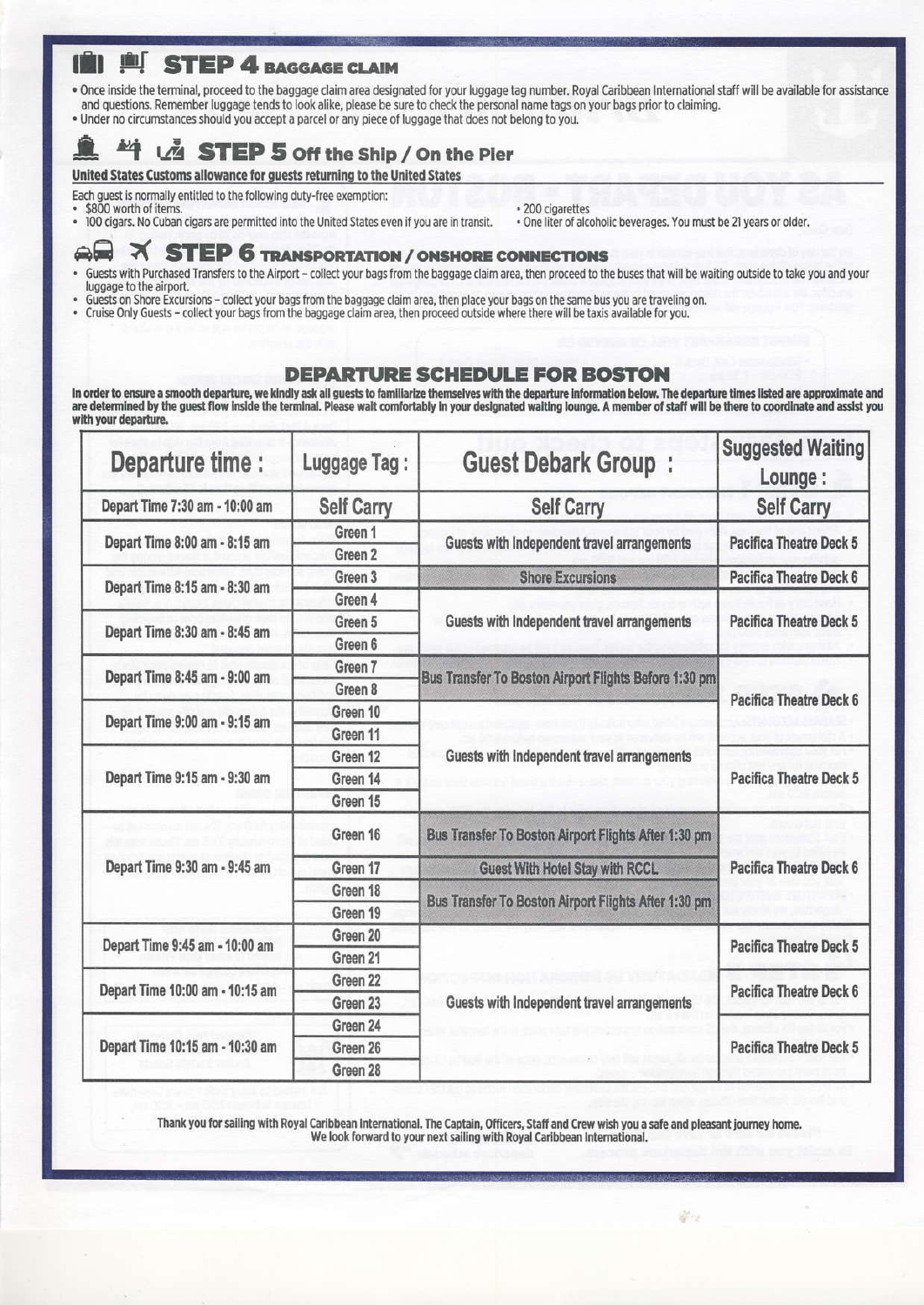## STEP 4 BAGGAGE CLAIM

- Once inside the terminal, proceed to the baggage claim area designated for your luggage tag number. Royal Caribbean International staff will be available for assistance and questions. Remember luggage tends to look alike, please be sure to check the personal name tags on your bags prior to claiming.
- Under no circumstances should you accept a parcel or any piece of luggage that does not belong to you.

## STEP 5 Off the Ship / On the Pier

**United States Customs allowance for guests returning to the United States**

Each guest is normally entitled to the following duty-free exemption:

- $800 worth of items.
- 100 cigars. No Cuban cigars are permitted into the United States even if you are in transit.
- 200 cigarettes
- One liter of alcoholic beverages. You must be 21 years or older.

## STEP 6 TRANSPORTATION / ONSHORE CONNECTIONS

- Guests with Purchased Transfers to the Airport – collect your bags from the baggage claim area, then proceed to the buses that will be waiting outside to take you and your luggage to the airport.
- Guests on Shore Excursions – collect your bags from the baggage claim area, then place your bags on the same bus you are traveling on.
- Cruise Only Guests – collect your bags from the baggage claim area, then proceed outside where there will be taxis available for you.

## DEPARTURE SCHEDULE FOR BOSTON

**In order to ensure a smooth departure, we kindly ask all guests to familiarize themselves with the departure information below. The departure times listed are approximate and are determined by the guest flow inside the terminal. Please wait comfortably in your designated waiting lounge. A member of staff will be there to coordinate and assist you with your departure.**

| Departure time : | Luggage Tag : | Guest Debark Group : | Suggested Waiting Lounge : |
|---|---|---|---|
| Depart Time 7:30 am - 10:00 am | Self Carry | Self Carry | Self Carry |
| Depart Time 8:00 am - 8:15 am | Green 1 | Guests with Independent travel arrangements | Pacifica Theatre Deck 5 |
| | Green 2 | | |
| Depart Time 8:15 am - 8:30 am | Green 3 | Shore Excursions | Pacifica Theatre Deck 6 |
| | Green 4 | Guests with Independent travel arrangements | Pacifica Theatre Deck 5 |
| Depart Time 8:30 am - 8:45 am | Green 5 | | |
| | Green 6 | | |
| Depart Time 8:45 am - 9:00 am | Green 7 | Bus Transfer To Boston Airport Flights Before 1:30 pm | Pacifica Theatre Deck 6 |
| | Green 8 | | |
| Depart Time 9:00 am - 9:15 am | Green 10 | Guests with Independent travel arrangements | |
| | Green 11 | | |
| Depart Time 9:15 am - 9:30 am | Green 12 | | Pacifica Theatre Deck 5 |
| | Green 14 | | |
| | Green 15 | | |
| Depart Time 9:30 am - 9:45 am | Green 16 | Bus Transfer To Boston Airport Flights After 1:30 pm | Pacifica Theatre Deck 6 |
| | Green 17 | Guest With Hotel Stay with RCCL | |
| | Green 18 | Bus Transfer To Boston Airport Flights After 1:30 pm | |
| | Green 19 | | |
| Depart Time 9:45 am - 10:00 am | Green 20 | Guests with Independent travel arrangements | Pacifica Theatre Deck 5 |
| | Green 21 | | |
| Depart Time 10:00 am - 10:15 am | Green 22 | | Pacifica Theatre Deck 6 |
| | Green 23 | | |
| Depart Time 10:15 am - 10:30 am | Green 24 | | Pacifica Theatre Deck 5 |
| | Green 26 | | |
| | Green 28 | | |

Thank you for sailing with Royal Caribbean International. The Captain, Officers, Staff and Crew wish you a safe and pleasant journey home.
We look forward to your next sailing with Royal Caribbean International.